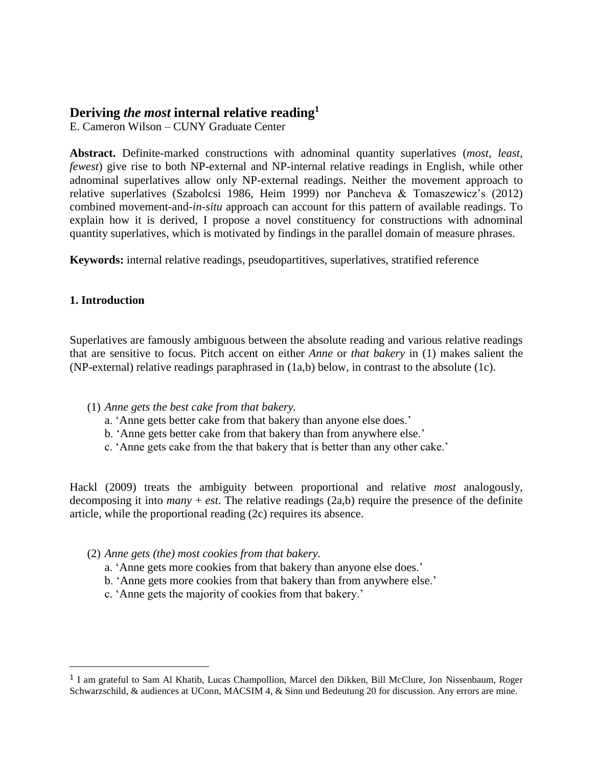# Deriving *the most* internal relative reading[1]

E. Cameron Wilson – CUNY Graduate Center

**Abstract.** Definite-marked constructions with adnominal quantity superlatives (*most*, *least*, *fewest*) give rise to both NP-external and NP-internal relative readings in English, while other adnominal superlatives allow only NP-external readings. Neither the movement approach to relative superlatives (Szabolcsi 1986, Heim 1999) nor Pancheva & Tomaszewicz's (2012) combined movement-and-*in-situ* approach can account for this pattern of available readings. To explain how it is derived, I propose a novel constituency for constructions with adnominal quantity superlatives, which is motivated by findings in the parallel domain of measure phrases.

**Keywords:** internal relative readings, pseudopartitives, superlatives, stratified reference

## 1. Introduction

Superlatives are famously ambiguous between the absolute reading and various relative readings that are sensitive to focus. Pitch accent on either *Anne* or *that bakery* in (1) makes salient the (NP-external) relative readings paraphrased in (1a,b) below, in contrast to the absolute (1c).

(1) *Anne gets the best cake from that bakery.*
  a. 'Anne gets better cake from that bakery than anyone else does.'
  b. 'Anne gets better cake from that bakery than from anywhere else.'
  c. 'Anne gets cake from the that bakery that is better than any other cake.'

Hackl (2009) treats the ambiguity between proportional and relative *most* analogously, decomposing it into *many* + *est*. The relative readings (2a,b) require the presence of the definite article, while the proportional reading (2c) requires its absence.

(2) *Anne gets (the) most cookies from that bakery.*
  a. 'Anne gets more cookies from that bakery than anyone else does.'
  b. 'Anne gets more cookies from that bakery than from anywhere else.'
  c. 'Anne gets the majority of cookies from that bakery.'

---

[1] I am grateful to Sam Al Khatib, Lucas Champollion, Marcel den Dikken, Bill McClure, Jon Nissenbaum, Roger Schwarzschild, & audiences at UConn, MACSIM 4, & Sinn und Bedeutung 20 for discussion. Any errors are mine.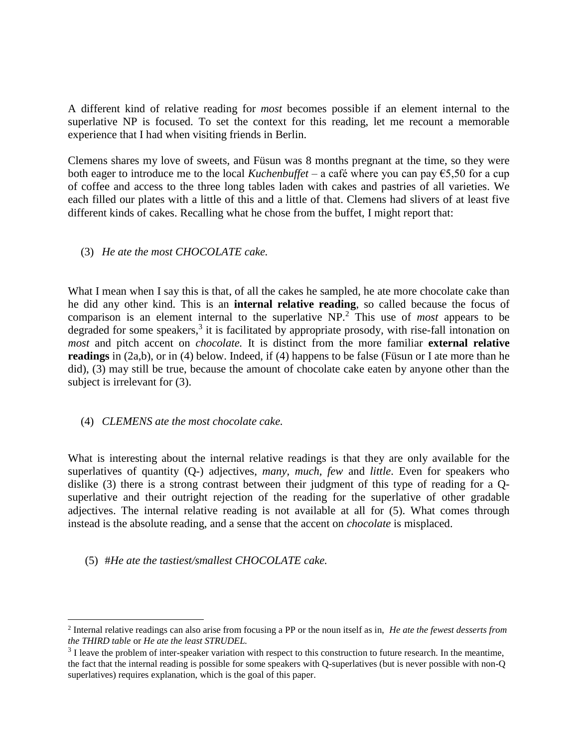A different kind of relative reading for *most* becomes possible if an element internal to the superlative NP is focused. To set the context for this reading, let me recount a memorable experience that I had when visiting friends in Berlin.

Clemens shares my love of sweets, and Füsun was 8 months pregnant at the time, so they were both eager to introduce me to the local *Kuchenbuffet* – a café where you can pay €5,50 for a cup of coffee and access to the three long tables laden with cakes and pastries of all varieties. We each filled our plates with a little of this and a little of that. Clemens had slivers of at least five different kinds of cakes. Recalling what he chose from the buffet, I might report that:

(3) *He ate the most CHOCOLATE cake.*

What I mean when I say this is that, of all the cakes he sampled, he ate more chocolate cake than he did any other kind. This is an **internal relative reading**, so called because the focus of comparison is an element internal to the superlative NP.[2] This use of *most* appears to be degraded for some speakers,[3] it is facilitated by appropriate prosody, with rise-fall intonation on *most* and pitch accent on *chocolate.* It is distinct from the more familiar **external relative readings** in (2a,b), or in (4) below. Indeed, if (4) happens to be false (Füsun or I ate more than he did), (3) may still be true, because the amount of chocolate cake eaten by anyone other than the subject is irrelevant for (3).

(4) *CLEMENS ate the most chocolate cake.*

What is interesting about the internal relative readings is that they are only available for the superlatives of quantity (Q-) adjectives, *many*, *much*, *few* and *little*. Even for speakers who dislike (3) there is a strong contrast between their judgment of this type of reading for a Q-superlative and their outright rejection of the reading for the superlative of other gradable adjectives. The internal relative reading is not available at all for (5). What comes through instead is the absolute reading, and a sense that the accent on *chocolate* is misplaced.

(5) #*He ate the tastiest/smallest CHOCOLATE cake.*

---

[2] Internal relative readings can also arise from focusing a PP or the noun itself as in, *He ate the fewest desserts from the THIRD table* or *He ate the least STRUDEL.*

[3] I leave the problem of inter-speaker variation with respect to this construction to future research. In the meantime, the fact that the internal reading is possible for some speakers with Q-superlatives (but is never possible with non-Q superlatives) requires explanation, which is the goal of this paper.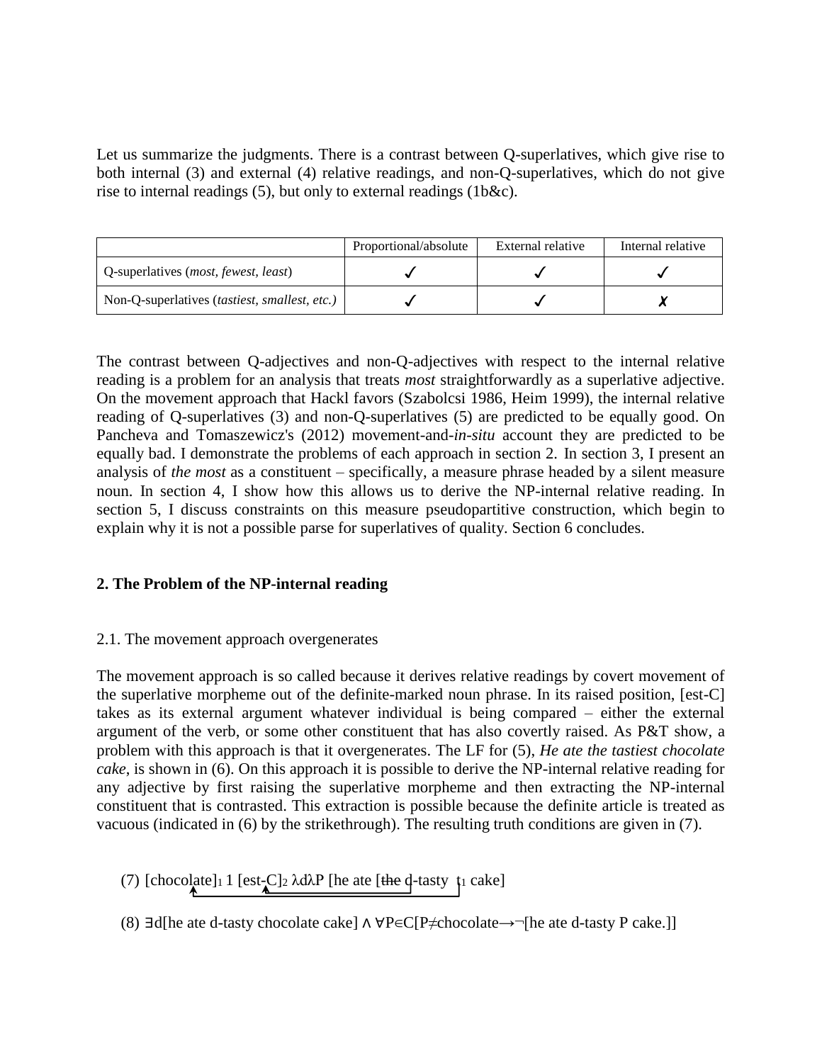Let us summarize the judgments. There is a contrast between Q-superlatives, which give rise to both internal (3) and external (4) relative readings, and non-Q-superlatives, which do not give rise to internal readings (5), but only to external readings (1b&c).

| | Proportional/absolute | External relative | Internal relative |
|---|---|---|---|
| Q-superlatives (*most*, *fewest*, *least*) | ✓ | ✓ | ✓ |
| Non-Q-superlatives (*tastiest*, *smallest*, *etc.)* | ✓ | ✓ | ✗ |

The contrast between Q-adjectives and non-Q-adjectives with respect to the internal relative reading is a problem for an analysis that treats *most* straightforwardly as a superlative adjective. On the movement approach that Hackl favors (Szabolcsi 1986, Heim 1999), the internal relative reading of Q-superlatives (3) and non-Q-superlatives (5) are predicted to be equally good. On Pancheva and Tomaszewicz's (2012) movement-and-*in-situ* account they are predicted to be equally bad. I demonstrate the problems of each approach in section 2. In section 3, I present an analysis of *the most* as a constituent – specifically, a measure phrase headed by a silent measure noun. In section 4, I show how this allows us to derive the NP-internal relative reading. In section 5, I discuss constraints on this measure pseudopartitive construction, which begin to explain why it is not a possible parse for superlatives of quality. Section 6 concludes.

**2. The Problem of the NP-internal reading**

2.1. The movement approach overgenerates

The movement approach is so called because it derives relative readings by covert movement of the superlative morpheme out of the definite-marked noun phrase. In its raised position, [est-C] takes as its external argument whatever individual is being compared – either the external argument of the verb, or some other constituent that has also covertly raised. As P&T show, a problem with this approach is that it overgenerates. The LF for (5), *He ate the tastiest chocolate cake*, is shown in (6). On this approach it is possible to derive the NP-internal relative reading for any adjective by first raising the superlative morpheme and then extracting the NP-internal constituent that is contrasted. This extraction is possible because the definite article is treated as vacuous (indicated in (6) by the strikethrough). The resulting truth conditions are given in (7).

(7) [chocolate]$_1$ 1 [est-C]$_2$ λdλP [he ate [~~the~~ d-tasty t$_1$ cake]

(8) ∃d[he ate d-tasty chocolate cake] ∧ ∀P∈C[P≠chocolate→¬[he ate d-tasty P cake.]]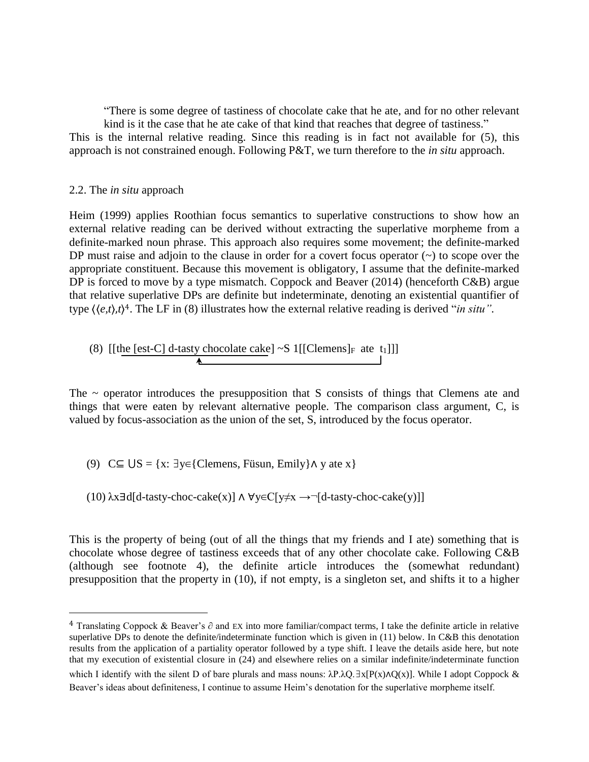"There is some degree of tastiness of chocolate cake that he ate, and for no other relevant kind is it the case that he ate cake of that kind that reaches that degree of tastiness."

This is the internal relative reading. Since this reading is in fact not available for (5), this approach is not constrained enough. Following P&T, we turn therefore to the *in situ* approach.

## 2.2. The *in situ* approach

Heim (1999) applies Roothian focus semantics to superlative constructions to show how an external relative reading can be derived without extracting the superlative morpheme from a definite-marked noun phrase. This approach also requires some movement; the definite-marked DP must raise and adjoin to the clause in order for a covert focus operator (~) to scope over the appropriate constituent. Because this movement is obligatory, I assume that the definite-marked DP is forced to move by a type mismatch. Coppock and Beaver (2014) (henceforth C&B) argue that relative superlative DPs are definite but indeterminate, denoting an existential quantifier of type $\langle\langle e,t\rangle,t\rangle$[4]. The LF in (8) illustrates how the external relative reading is derived "*in situ"*.

(8) [[the [est-C] d-tasty chocolate cake] ~S 1[[Clemens]$_F$ ate $t_1$]]]

The ~ operator introduces the presupposition that S consists of things that Clemens ate and things that were eaten by relevant alternative people. The comparison class argument, C, is valued by focus-association as the union of the set, S, introduced by the focus operator.

(9) $C \subseteq \bigcup S = \{x: \exists y \in \{\text{Clemens, Füsun, Emily}\} \wedge \text{ y ate x}\}$

(10) $\lambda x \exists d[\text{d-tasty-choc-cake}(x)] \wedge \forall y \in C[y \neq x \rightarrow \neg[\text{d-tasty-choc-cake}(y)]]$

This is the property of being (out of all the things that my friends and I ate) something that is chocolate whose degree of tastiness exceeds that of any other chocolate cake. Following C&B (although see footnote 4), the definite article introduces the (somewhat redundant) presupposition that the property in (10), if not empty, is a singleton set, and shifts it to a higher

---

[4] Translating Coppock & Beaver's $\partial$ and EX into more familiar/compact terms, I take the definite article in relative superlative DPs to denote the definite/indeterminate function which is given in (11) below. In C&B this denotation results from the application of a partiality operator followed by a type shift. I leave the details aside here, but note that my execution of existential closure in (24) and elsewhere relies on a similar indefinite/indeterminate function which I identify with the silent D of bare plurals and mass nouns: $\lambda P.\lambda Q.\exists x[P(x) \wedge Q(x)]$. While I adopt Coppock & Beaver's ideas about definiteness, I continue to assume Heim's denotation for the superlative morpheme itself.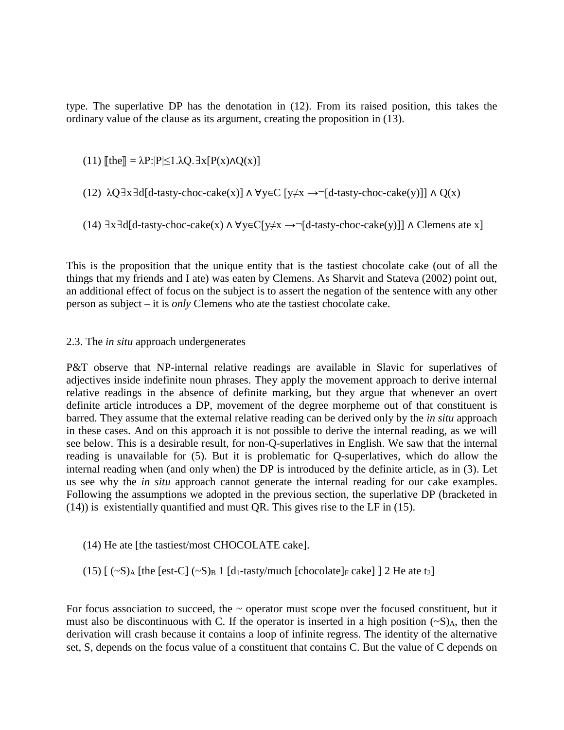type. The superlative DP has the denotation in (12). From its raised position, this takes the ordinary value of the clause as its argument, creating the proposition in (13).

(11) $[\![\text{the}]\!] = \lambda P{:}|P|\leq 1.\lambda Q.\exists x[P(x)\wedge Q(x)]$

(12) $\lambda Q\exists x\exists d[\text{d-tasty-choc-cake}(x)] \wedge \forall y\in C\ [y\neq x \rightarrow\neg[\text{d-tasty-choc-cake}(y)]] \wedge Q(x)$

(14) $\exists x\exists d[\text{d-tasty-choc-cake}(x) \wedge \forall y\in C[y\neq x \rightarrow\neg[\text{d-tasty-choc-cake}(y)]] \wedge \text{Clemens ate } x]$

This is the proposition that the unique entity that is the tastiest chocolate cake (out of all the things that my friends and I ate) was eaten by Clemens. As Sharvit and Stateva (2002) point out, an additional effect of focus on the subject is to assert the negation of the sentence with any other person as subject – it is *only* Clemens who ate the tastiest chocolate cake.

### 2.3. The *in situ* approach undergenerates

P&T observe that NP-internal relative readings are available in Slavic for superlatives of adjectives inside indefinite noun phrases. They apply the movement approach to derive internal relative readings in the absence of definite marking, but they argue that whenever an overt definite article introduces a DP, movement of the degree morpheme out of that constituent is barred. They assume that the external relative reading can be derived only by the *in situ* approach in these cases. And on this approach it is not possible to derive the internal reading, as we will see below. This is a desirable result, for non-Q-superlatives in English. We saw that the internal reading is unavailable for (5). But it is problematic for Q-superlatives, which do allow the internal reading when (and only when) the DP is introduced by the definite article, as in (3). Let us see why the *in situ* approach cannot generate the internal reading for our cake examples. Following the assumptions we adopted in the previous section, the superlative DP (bracketed in (14)) is existentially quantified and must QR. This gives rise to the LF in (15).

(14) He ate [the tastiest/most CHOCOLATE cake].

(15) $[\ (\sim S)_A$ [the [est-C] $(\sim S)_B$ 1 [$d_1$-tasty/much [chocolate]$_F$ cake] ] 2 He ate $t_2$]

For focus association to succeed, the ~ operator must scope over the focused constituent, but it must also be discontinuous with C. If the operator is inserted in a high position $(\sim S)_A$, then the derivation will crash because it contains a loop of infinite regress. The identity of the alternative set, S, depends on the focus value of a constituent that contains C. But the value of C depends on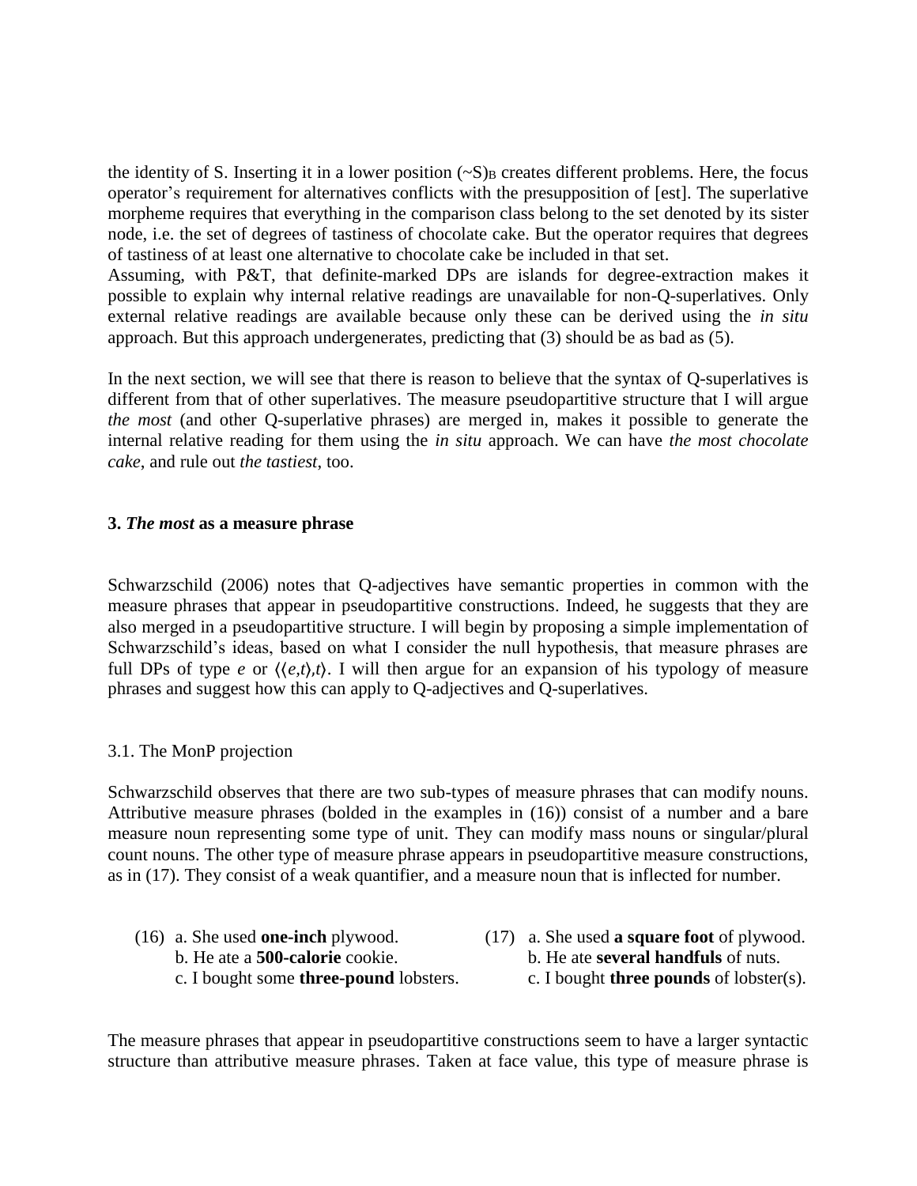the identity of S. Inserting it in a lower position $(\sim S)_B$ creates different problems. Here, the focus operator's requirement for alternatives conflicts with the presupposition of [est]. The superlative morpheme requires that everything in the comparison class belong to the set denoted by its sister node, i.e. the set of degrees of tastiness of chocolate cake. But the operator requires that degrees of tastiness of at least one alternative to chocolate cake be included in that set.
Assuming, with P&T, that definite-marked DPs are islands for degree-extraction makes it possible to explain why internal relative readings are unavailable for non-Q-superlatives. Only external relative readings are available because only these can be derived using the *in situ* approach. But this approach undergenerates, predicting that (3) should be as bad as (5).

In the next section, we will see that there is reason to believe that the syntax of Q-superlatives is different from that of other superlatives. The measure pseudopartitive structure that I will argue *the most* (and other Q-superlative phrases) are merged in, makes it possible to generate the internal relative reading for them using the *in situ* approach. We can have *the most chocolate cake*, and rule out *the tastiest*, too.

## 3. *The most* as a measure phrase

Schwarzschild (2006) notes that Q-adjectives have semantic properties in common with the measure phrases that appear in pseudopartitive constructions. Indeed, he suggests that they are also merged in a pseudopartitive structure. I will begin by proposing a simple implementation of Schwarzschild's ideas, based on what I consider the null hypothesis, that measure phrases are full DPs of type *e* or $\langle\langle e,t\rangle,t\rangle$. I will then argue for an expansion of his typology of measure phrases and suggest how this can apply to Q-adjectives and Q-superlatives.

### 3.1. The MonP projection

Schwarzschild observes that there are two sub-types of measure phrases that can modify nouns. Attributive measure phrases (bolded in the examples in (16)) consist of a number and a bare measure noun representing some type of unit. They can modify mass nouns or singular/plural count nouns. The other type of measure phrase appears in pseudopartitive measure constructions, as in (17). They consist of a weak quantifier, and a measure noun that is inflected for number.

(16) a. She used **one-inch** plywood.
b. He ate a **500-calorie** cookie.
c. I bought some **three-pound** lobsters.

(17) a. She used **a square foot** of plywood.
b. He ate **several handfuls** of nuts.
c. I bought **three pounds** of lobster(s).

The measure phrases that appear in pseudopartitive constructions seem to have a larger syntactic structure than attributive measure phrases. Taken at face value, this type of measure phrase is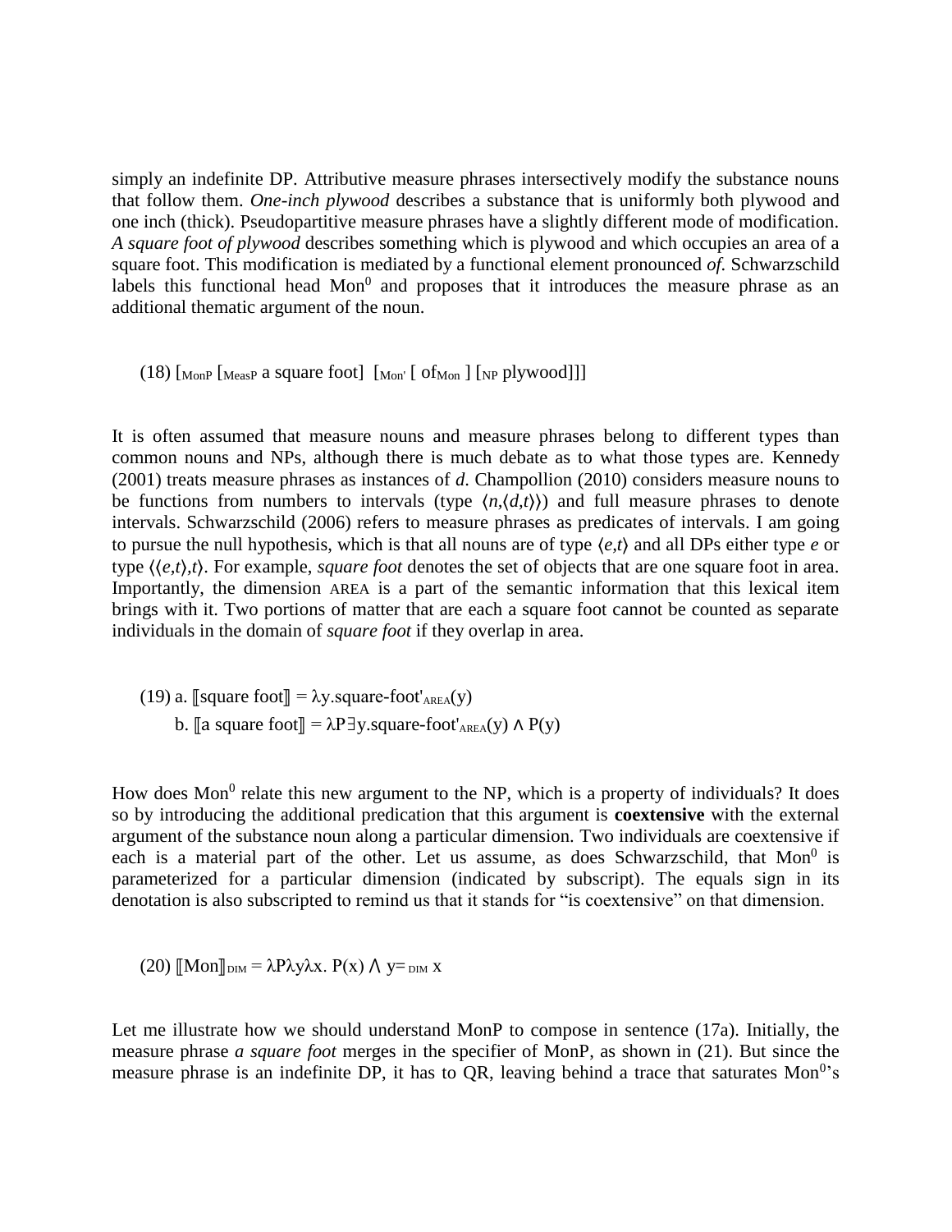simply an indefinite DP. Attributive measure phrases intersectively modify the substance nouns that follow them. *One-inch plywood* describes a substance that is uniformly both plywood and one inch (thick). Pseudopartitive measure phrases have a slightly different mode of modification. *A square foot of plywood* describes something which is plywood and which occupies an area of a square foot. This modification is mediated by a functional element pronounced *of*. Schwarzschild labels this functional head $Mon^0$ and proposes that it introduces the measure phrase as an additional thematic argument of the noun.

(18) $[_{MonP}$ $[_{MeasP}$ a square foot$]$ $[_{Mon'}$ $[$ of$_{Mon}$ $]$ $[_{NP}$ plywood$]]]$

It is often assumed that measure nouns and measure phrases belong to different types than common nouns and NPs, although there is much debate as to what those types are. Kennedy (2001) treats measure phrases as instances of *d*. Champollion (2010) considers measure nouns to be functions from numbers to intervals (type $\langle n,\langle d,t\rangle\rangle$) and full measure phrases to denote intervals. Schwarzschild (2006) refers to measure phrases as predicates of intervals. I am going to pursue the null hypothesis, which is that all nouns are of type $\langle e,t\rangle$ and all DPs either type *e* or type $\langle\langle e,t\rangle,t\rangle$. For example, *square foot* denotes the set of objects that are one square foot in area. Importantly, the dimension AREA is a part of the semantic information that this lexical item brings with it. Two portions of matter that are each a square foot cannot be counted as separate individuals in the domain of *square foot* if they overlap in area.

(19) a. $[\![\text{square foot}]\!] = \lambda y.\text{square-foot}'_{AREA}(y)$

b. $[\![\text{a square foot}]\!] = \lambda P \exists y.\text{square-foot}'_{AREA}(y) \wedge P(y)$

How does $Mon^0$ relate this new argument to the NP, which is a property of individuals? It does so by introducing the additional predication that this argument is **coextensive** with the external argument of the substance noun along a particular dimension. Two individuals are coextensive if each is a material part of the other. Let us assume, as does Schwarzschild, that $Mon^0$ is parameterized for a particular dimension (indicated by subscript). The equals sign in its denotation is also subscripted to remind us that it stands for "is coextensive" on that dimension.

(20) $[\![\text{Mon}]\!]_{DIM} = \lambda P \lambda y \lambda x.\ P(x) \wedge y =_{DIM} x$

Let me illustrate how we should understand MonP to compose in sentence (17a). Initially, the measure phrase *a square foot* merges in the specifier of MonP, as shown in (21). But since the measure phrase is an indefinite DP, it has to QR, leaving behind a trace that saturates $Mon^0$'s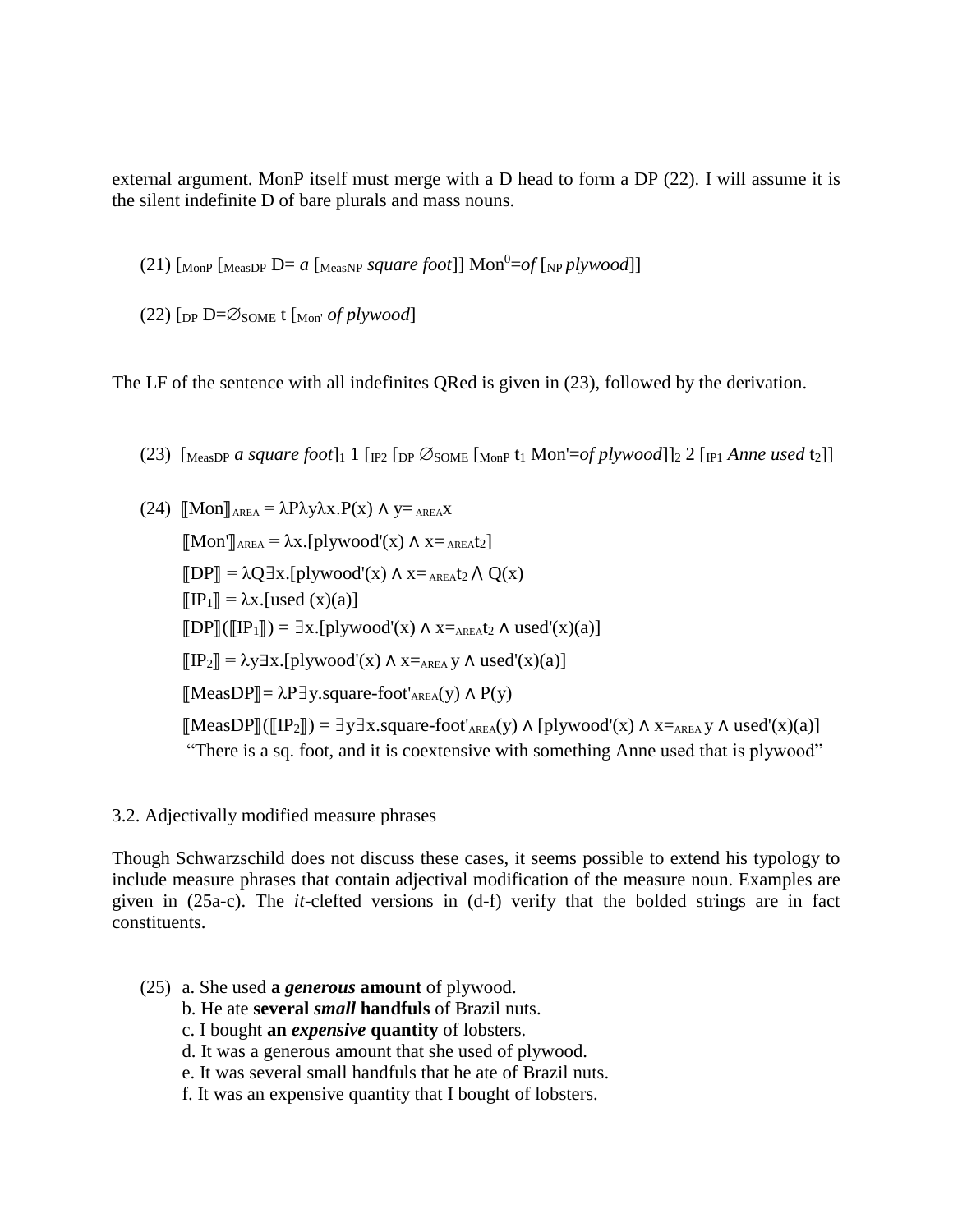external argument. MonP itself must merge with a D head to form a DP (22). I will assume it is the silent indefinite D of bare plurals and mass nouns.

(21) $[_{\text{MonP}}\ [_{\text{MeasDP}}$ D= *a* $[_{\text{MeasNP}}$ *square foot*]] $\text{Mon}^0$=*of* $[_{\text{NP}}$ *plywood*]]

(22) $[_{\text{DP}}$ D=$\varnothing_{\text{SOME}}$ t $[_{\text{Mon'}}$ *of plywood*]

The LF of the sentence with all indefinites QRed is given in (23), followed by the derivation.

(23) $[_{\text{MeasDP}}$ *a square foot*$]_1$ 1 $[_{\text{IP2}}\ [_{\text{DP}}\ \varnothing_{\text{SOME}}\ [_{\text{MonP}}\ t_1$ Mon'=*of plywood*$]]_2$ 2 $[_{\text{IP1}}$ *Anne used* $t_2$]]

(24) $[\![\text{Mon}]\!]_{\text{AREA}} = \lambda P\lambda y\lambda x.P(x) \wedge y=_{\text{AREA}}x$

$[\![\text{Mon'}]\!]_{\text{AREA}} = \lambda x.[\text{plywood}'(x) \wedge x=_{\text{AREA}}t_2]$

$[\![\text{DP}]\!] = \lambda Q\exists x.[\text{plywood}'(x) \wedge x=_{\text{AREA}}t_2 \wedge Q(x)$

$[\![\text{IP}_1]\!] = \lambda x.[\text{used}\ (x)(a)]$

$[\![\text{DP}]\!]([\![\text{IP}_1]\!]) = \exists x.[\text{plywood}'(x) \wedge x=_{\text{AREA}}t_2 \wedge \text{used}'(x)(a)]$

$[\![\text{IP}_2]\!] = \lambda y\exists x.[\text{plywood}'(x) \wedge x=_{\text{AREA}}\ y \wedge \text{used}'(x)(a)]$

$[\![\text{MeasDP}]\!] = \lambda P\exists y.\text{square-foot}'_{\text{AREA}}(y) \wedge P(y)$

$[\![\text{MeasDP}]\!]([\![\text{IP}_2]\!]) = \exists y\exists x.\text{square-foot}'_{\text{AREA}}(y) \wedge [\text{plywood}'(x) \wedge x=_{\text{AREA}}\ y \wedge \text{used}'(x)(a)]$

"There is a sq. foot, and it is coextensive with something Anne used that is plywood"

## 3.2. Adjectivally modified measure phrases

Though Schwarzschild does not discuss these cases, it seems possible to extend his typology to include measure phrases that contain adjectival modification of the measure noun. Examples are given in (25a-c). The *it*-clefted versions in (d-f) verify that the bolded strings are in fact constituents.

(25) a. She used **a *generous* amount** of plywood.
b. He ate **several *small* handfuls** of Brazil nuts.
c. I bought **an *expensive* quantity** of lobsters.
d. It was a generous amount that she used of plywood.
e. It was several small handfuls that he ate of Brazil nuts.
f. It was an expensive quantity that I bought of lobsters.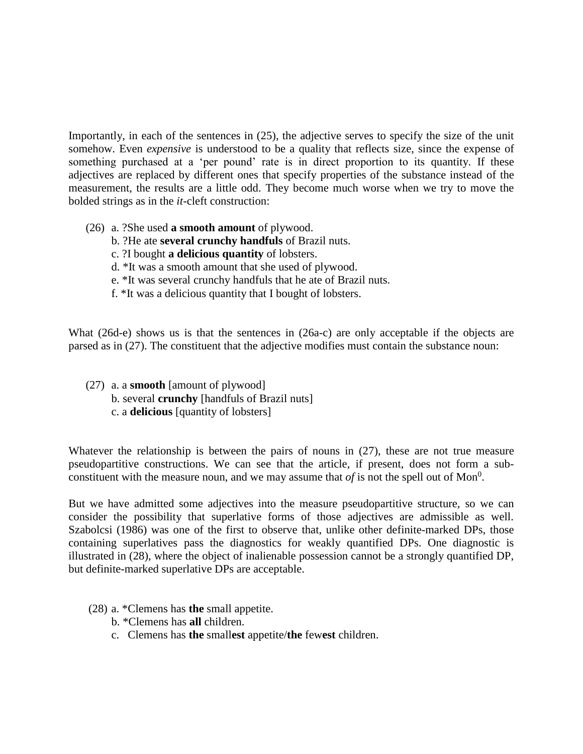Importantly, in each of the sentences in (25), the adjective serves to specify the size of the unit somehow. Even *expensive* is understood to be a quality that reflects size, since the expense of something purchased at a 'per pound' rate is in direct proportion to its quantity. If these adjectives are replaced by different ones that specify properties of the substance instead of the measurement, the results are a little odd. They become much worse when we try to move the bolded strings as in the *it*-cleft construction:

(26) a. ?She used **a smooth amount** of plywood.
  b. ?He ate **several crunchy handfuls** of Brazil nuts.
  c. ?I bought **a delicious quantity** of lobsters.
  d. *It was a smooth amount that she used of plywood.
  e. *It was several crunchy handfuls that he ate of Brazil nuts.
  f. *It was a delicious quantity that I bought of lobsters.

What (26d-e) shows us is that the sentences in (26a-c) are only acceptable if the objects are parsed as in (27). The constituent that the adjective modifies must contain the substance noun:

(27) a. a **smooth** [amount of plywood]
  b. several **crunchy** [handfuls of Brazil nuts]
  c. a **delicious** [quantity of lobsters]

Whatever the relationship is between the pairs of nouns in (27), these are not true measure pseudopartitive constructions. We can see that the article, if present, does not form a sub-constituent with the measure noun, and we may assume that *of* is not the spell out of $Mon^0$.

But we have admitted some adjectives into the measure pseudopartitive structure, so we can consider the possibility that superlative forms of those adjectives are admissible as well. Szabolcsi (1986) was one of the first to observe that, unlike other definite-marked DPs, those containing superlatives pass the diagnostics for weakly quantified DPs. One diagnostic is illustrated in (28), where the object of inalienable possession cannot be a strongly quantified DP, but definite-marked superlative DPs are acceptable.

(28) a. *Clemens has **the** small appetite.
  b. *Clemens has **all** children.
  c. Clemens has **the** small**est** appetite/**the** few**est** children.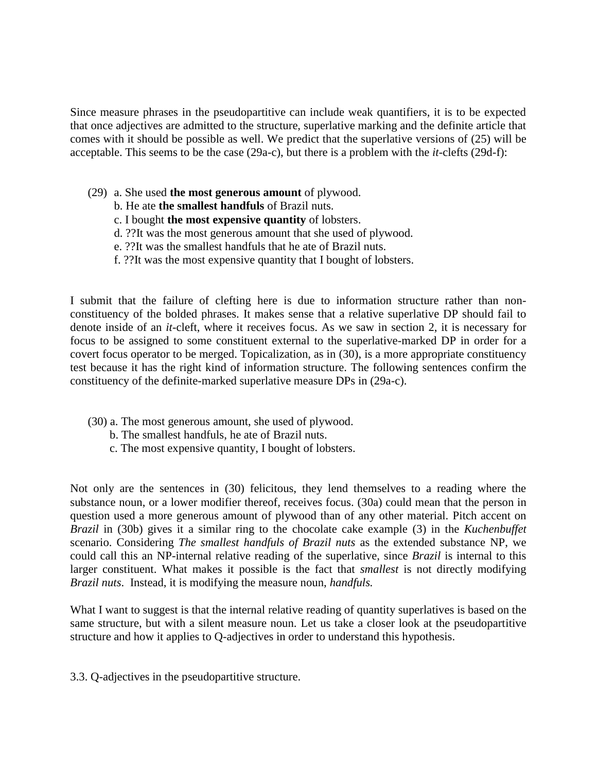Since measure phrases in the pseudopartitive can include weak quantifiers, it is to be expected that once adjectives are admitted to the structure, superlative marking and the definite article that comes with it should be possible as well. We predict that the superlative versions of (25) will be acceptable. This seems to be the case (29a-c), but there is a problem with the *it*-clefts (29d-f):

(29) a. She used **the most generous amount** of plywood.
 b. He ate **the smallest handfuls** of Brazil nuts.
 c. I bought **the most expensive quantity** of lobsters.
 d. ??It was the most generous amount that she used of plywood.
 e. ??It was the smallest handfuls that he ate of Brazil nuts.
 f. ??It was the most expensive quantity that I bought of lobsters.

I submit that the failure of clefting here is due to information structure rather than non-constituency of the bolded phrases. It makes sense that a relative superlative DP should fail to denote inside of an *it*-cleft, where it receives focus. As we saw in section 2, it is necessary for focus to be assigned to some constituent external to the superlative-marked DP in order for a covert focus operator to be merged. Topicalization, as in (30), is a more appropriate constituency test because it has the right kind of information structure. The following sentences confirm the constituency of the definite-marked superlative measure DPs in (29a-c).

(30) a. The most generous amount, she used of plywood.
 b. The smallest handfuls, he ate of Brazil nuts.
 c. The most expensive quantity, I bought of lobsters.

Not only are the sentences in (30) felicitous, they lend themselves to a reading where the substance noun, or a lower modifier thereof, receives focus. (30a) could mean that the person in question used a more generous amount of plywood than of any other material. Pitch accent on *Brazil* in (30b) gives it a similar ring to the chocolate cake example (3) in the *Kuchenbuffet* scenario. Considering *The smallest handfuls of Brazil nuts* as the extended substance NP, we could call this an NP-internal relative reading of the superlative, since *Brazil* is internal to this larger constituent. What makes it possible is the fact that *smallest* is not directly modifying *Brazil nuts*. Instead, it is modifying the measure noun, *handfuls.*

What I want to suggest is that the internal relative reading of quantity superlatives is based on the same structure, but with a silent measure noun. Let us take a closer look at the pseudopartitive structure and how it applies to Q-adjectives in order to understand this hypothesis.

### 3.3. Q-adjectives in the pseudopartitive structure.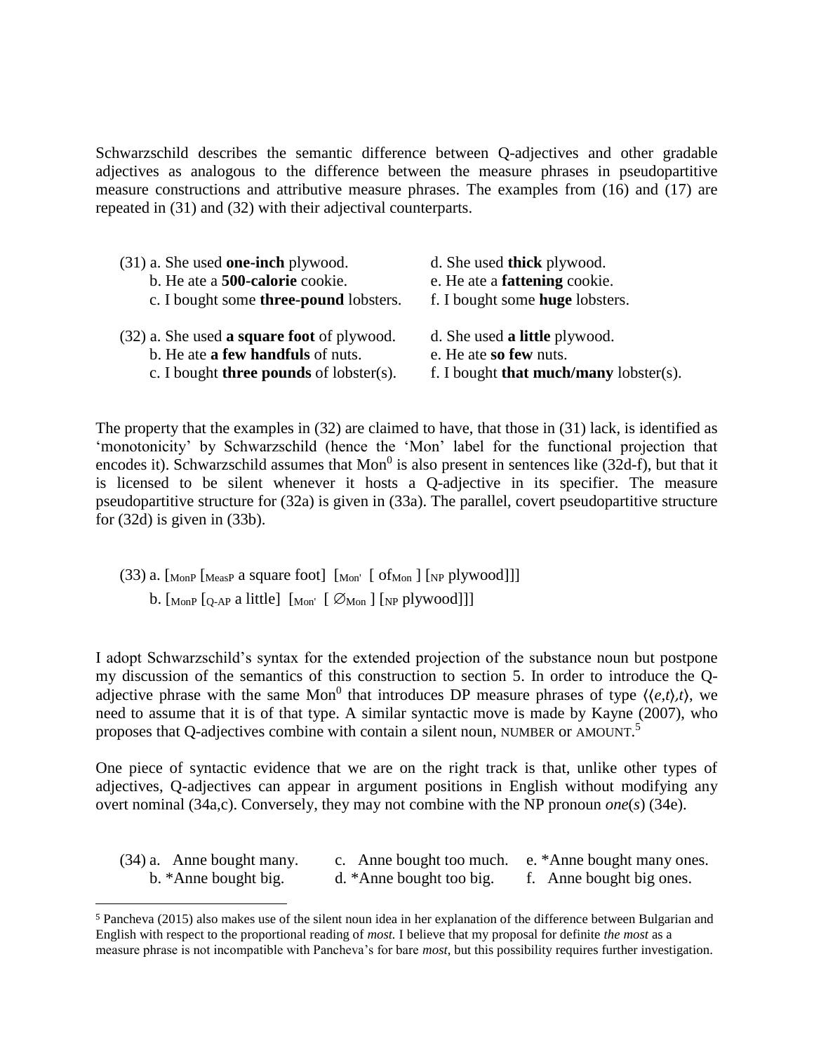Schwarzschild describes the semantic difference between Q-adjectives and other gradable adjectives as analogous to the difference between the measure phrases in pseudopartitive measure constructions and attributive measure phrases. The examples from (16) and (17) are repeated in (31) and (32) with their adjectival counterparts.

(31) a. She used **one-inch** plywood.
 b. He ate a **500-calorie** cookie.
 c. I bought some **three-pound** lobsters.
 d. She used **thick** plywood.
 e. He ate a **fattening** cookie.
 f. I bought some **huge** lobsters.

(32) a. She used **a square foot** of plywood.
 b. He ate **a few handfuls** of nuts.
 c. I bought **three pounds** of lobster(s).
 d. She used **a little** plywood.
 e. He ate **so few** nuts.
 f. I bought **that much/many** lobster(s).

The property that the examples in (32) are claimed to have, that those in (31) lack, is identified as 'monotonicity' by Schwarzschild (hence the 'Mon' label for the functional projection that encodes it). Schwarzschild assumes that $\mathrm{Mon}^0$ is also present in sentences like (32d-f), but that it is licensed to be silent whenever it hosts a Q-adjective in its specifier. The measure pseudopartitive structure for (32a) is given in (33a). The parallel, covert pseudopartitive structure for (32d) is given in (33b).

(33) a. $[_{\mathrm{MonP}}$ $[_{\mathrm{MeasP}}$ a square foot$]$ $[_{\mathrm{Mon'}}$ $[$ $\mathrm{of}_{\mathrm{Mon}}$ $]$ $[_{\mathrm{NP}}$ plywood$]]]$
 b. $[_{\mathrm{MonP}}$ $[_{\mathrm{Q\text{-}AP}}$ a little$]$ $[_{\mathrm{Mon'}}$ $[$ $\varnothing_{\mathrm{Mon}}$ $]$ $[_{\mathrm{NP}}$ plywood$]]]$

I adopt Schwarzschild's syntax for the extended projection of the substance noun but postpone my discussion of the semantics of this construction to section 5. In order to introduce the Q-adjective phrase with the same $\mathrm{Mon}^0$ that introduces DP measure phrases of type $\langle\langle e,t\rangle,t\rangle$, we need to assume that it is of that type. A similar syntactic move is made by Kayne (2007), who proposes that Q-adjectives combine with contain a silent noun, NUMBER or AMOUNT.[5]

One piece of syntactic evidence that we are on the right track is that, unlike other types of adjectives, Q-adjectives can appear in argument positions in English without modifying any overt nominal (34a,c). Conversely, they may not combine with the NP pronoun *one*(*s*) (34e).

(34) a. Anne bought many.
 b. *Anne bought big.
 c. Anne bought too much.
 d. *Anne bought too big.
 e. *Anne bought many ones.
 f. Anne bought big ones.

[5] Pancheva (2015) also makes use of the silent noun idea in her explanation of the difference between Bulgarian and English with respect to the proportional reading of *most*. I believe that my proposal for definite *the most* as a measure phrase is not incompatible with Pancheva's for bare *most*, but this possibility requires further investigation.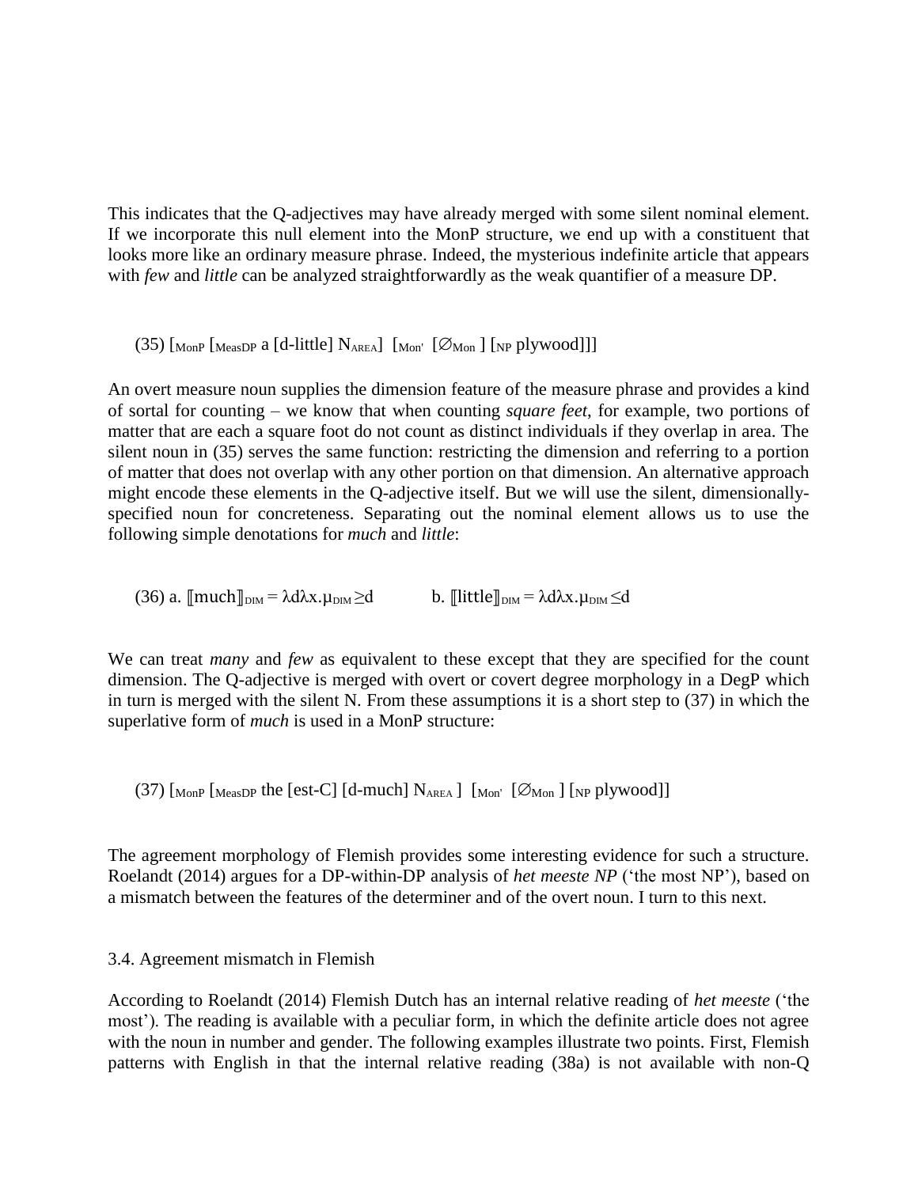This indicates that the Q-adjectives may have already merged with some silent nominal element. If we incorporate this null element into the MonP structure, we end up with a constituent that looks more like an ordinary measure phrase. Indeed, the mysterious indefinite article that appears with *few* and *little* can be analyzed straightforwardly as the weak quantifier of a measure DP.

(35) $[_{\text{MonP}}$ $[_{\text{MeasDP}}$ a [d-little] $\text{N}_{\text{AREA}}]$ $[_{\text{Mon'}}$ $[\varnothing_{\text{Mon}}]$ $[_{\text{NP}}$ plywood$]]]$

An overt measure noun supplies the dimension feature of the measure phrase and provides a kind of sortal for counting – we know that when counting *square feet*, for example, two portions of matter that are each a square foot do not count as distinct individuals if they overlap in area. The silent noun in (35) serves the same function: restricting the dimension and referring to a portion of matter that does not overlap with any other portion on that dimension. An alternative approach might encode these elements in the Q-adjective itself. But we will use the silent, dimensionally-specified noun for concreteness. Separating out the nominal element allows us to use the following simple denotations for *much* and *little*:

(36) a. $[\![\text{much}]\!]_{\text{DIM}} = \lambda d\lambda x.\mu_{\text{DIM}} \geq d$ b. $[\![\text{little}]\!]_{\text{DIM}} = \lambda d\lambda x.\mu_{\text{DIM}} \leq d$

We can treat *many* and *few* as equivalent to these except that they are specified for the count dimension. The Q-adjective is merged with overt or covert degree morphology in a DegP which in turn is merged with the silent N. From these assumptions it is a short step to (37) in which the superlative form of *much* is used in a MonP structure:

(37) $[_{\text{MonP}}$ $[_{\text{MeasDP}}$ the [est-C] [d-much] $\text{N}_{\text{AREA}}]$ $[_{\text{Mon'}}$ $[\varnothing_{\text{Mon}}]$ $[_{\text{NP}}$ plywood$]]$

The agreement morphology of Flemish provides some interesting evidence for such a structure. Roelandt (2014) argues for a DP-within-DP analysis of *het meeste NP* ('the most NP'), based on a mismatch between the features of the determiner and of the overt noun. I turn to this next.

### 3.4. Agreement mismatch in Flemish

According to Roelandt (2014) Flemish Dutch has an internal relative reading of *het meeste* ('the most'). The reading is available with a peculiar form, in which the definite article does not agree with the noun in number and gender. The following examples illustrate two points. First, Flemish patterns with English in that the internal relative reading (38a) is not available with non-Q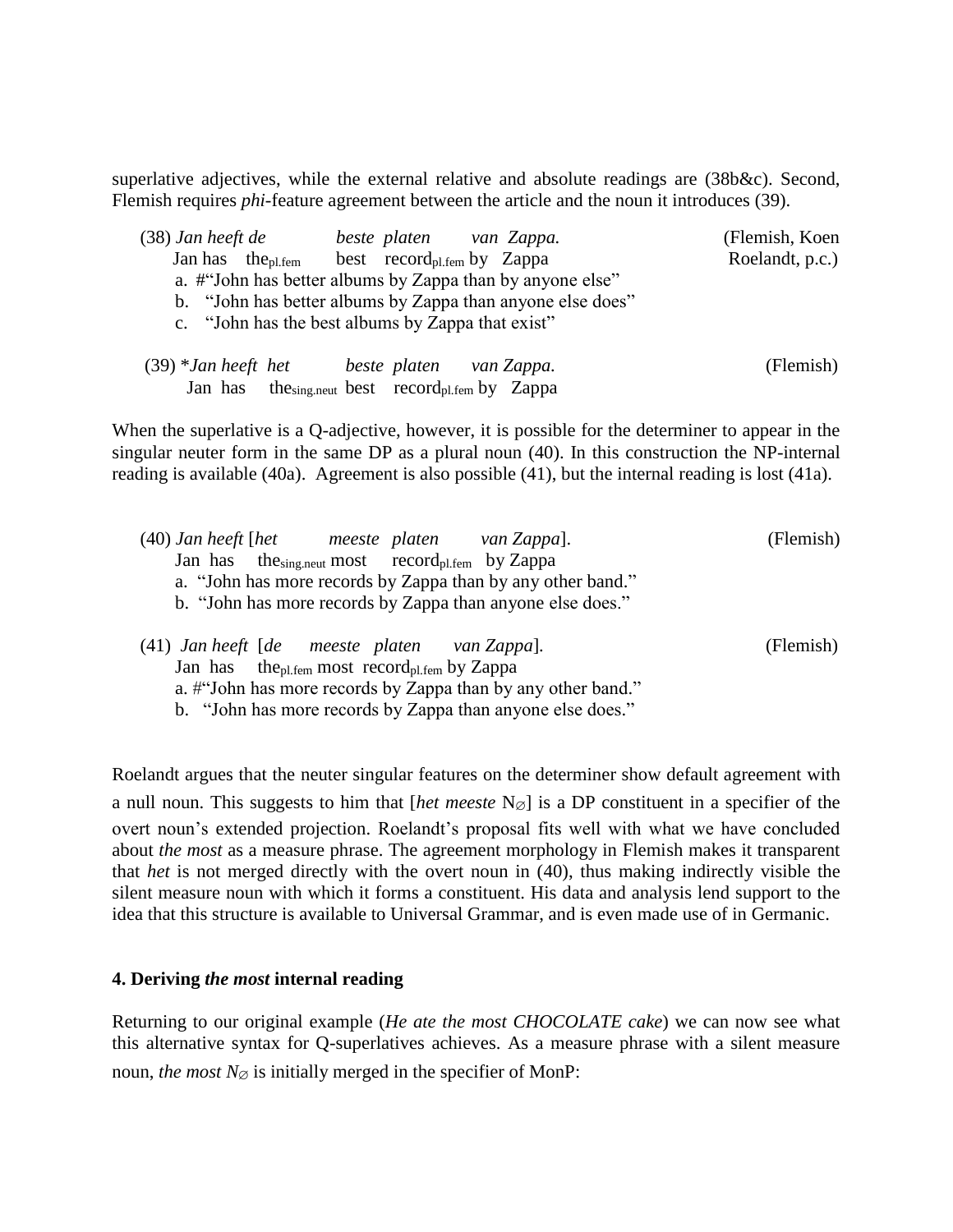superlative adjectives, while the external relative and absolute readings are (38b&c). Second, Flemish requires *phi*-feature agreement between the article and the noun it introduces (39).

(38) *Jan heeft de beste platen van Zappa.* (Flemish, Koen Roelandt, p.c.)
Jan has the$_{pl.fem}$ best record$_{pl.fem}$ by Zappa
a. #"John has better albums by Zappa than by anyone else"
b. "John has better albums by Zappa than anyone else does"
c. "John has the best albums by Zappa that exist"

(39) \**Jan heeft het beste platen van Zappa.* (Flemish)
Jan has the$_{sing.neut}$ best record$_{pl.fem}$ by Zappa

When the superlative is a Q-adjective, however, it is possible for the determiner to appear in the singular neuter form in the same DP as a plural noun (40). In this construction the NP-internal reading is available (40a). Agreement is also possible (41), but the internal reading is lost (41a).

(40) *Jan heeft* [*het meeste platen van Zappa*]. (Flemish)
Jan has the$_{sing.neut}$ most record$_{pl.fem}$ by Zappa
a. "John has more records by Zappa than by any other band."
b. "John has more records by Zappa than anyone else does."

(41) *Jan heeft* [*de meeste platen van Zappa*]. (Flemish)
Jan has the$_{pl.fem}$ most record$_{pl.fem}$ by Zappa
a. #"John has more records by Zappa than by any other band."
b. "John has more records by Zappa than anyone else does."

Roelandt argues that the neuter singular features on the determiner show default agreement with a null noun. This suggests to him that [*het meeste* $N_\varnothing$] is a DP constituent in a specifier of the overt noun's extended projection. Roelandt's proposal fits well with what we have concluded about *the most* as a measure phrase. The agreement morphology in Flemish makes it transparent that *het* is not merged directly with the overt noun in (40), thus making indirectly visible the silent measure noun with which it forms a constituent. His data and analysis lend support to the idea that this structure is available to Universal Grammar, and is even made use of in Germanic.

## 4. Deriving *the most* internal reading

Returning to our original example (*He ate the most CHOCOLATE cake*) we can now see what this alternative syntax for Q-superlatives achieves. As a measure phrase with a silent measure noun, *the most* $N_\varnothing$ is initially merged in the specifier of MonP: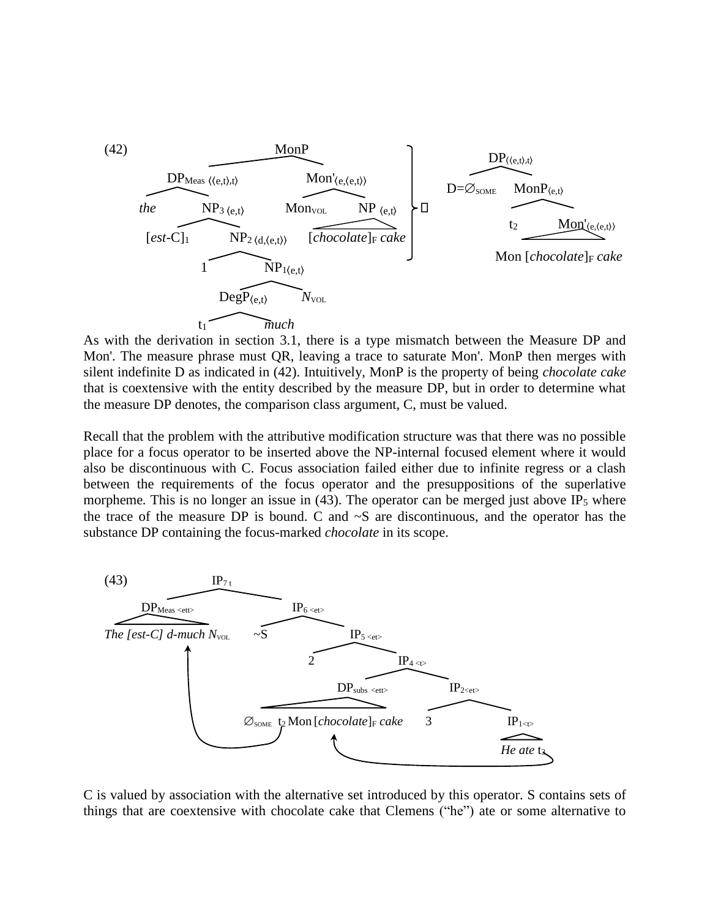(42)

```
                        MonP
             /                      \
   DP_Meas ⟨⟨e,t⟩,t⟩              Mon'⟨e,⟨e,t⟩⟩                         DP⟨⟨e,t⟩,t⟩
     /        \                   /          \                         /          \
   the      NP3 ⟨e,t⟩          Mon_VOL     NP ⟨e,t⟩      ⇒      D=∅_SOME     MonP⟨e,t⟩
            /       \                    [chocolate]F cake                   /        \
     [est-C]1    NP2 ⟨d,⟨e,t⟩⟩                                              t2      Mon'⟨e,⟨e,t⟩⟩
                  /      \                                                   Mon [chocolate]F cake
                 1      NP1⟨e,t⟩
                        /       \
                  DegP⟨e,t⟩     N_VOL
                   /     \
                  t1     much
```

As with the derivation in section 3.1, there is a type mismatch between the Measure DP and Mon'. The measure phrase must QR, leaving a trace to saturate Mon'. MonP then merges with silent indefinite D as indicated in (42). Intuitively, MonP is the property of being *chocolate cake* that is coextensive with the entity described by the measure DP, but in order to determine what the measure DP denotes, the comparison class argument, C, must be valued.

Recall that the problem with the attributive modification structure was that there was no possible place for a focus operator to be inserted above the NP-internal focused element where it would also be discontinuous with C. Focus association failed either due to infinite regress or a clash between the requirements of the focus operator and the presuppositions of the superlative morpheme. This is no longer an issue in (43). The operator can be merged just above $IP_5$ where the trace of the measure DP is bound. C and ~S are discontinuous, and the operator has the substance DP containing the focus-marked *chocolate* in its scope.

(43)

```
                    IP7 t
           /                  \
   DP_Meas <ett>             IP6 <et>
   The [est-C] d-much N_VOL   /        \
                            ~S        IP5 <et>
                                      /       \
                                     2       IP4 <t>
                                            /        \
                                   DP_subs <ett>     IP2<et>
                          ∅_SOME t2 Mon [chocolate]F cake   /     \
                                                          3     IP1<t>
                                                                He ate t3
```

C is valued by association with the alternative set introduced by this operator. S contains sets of things that are coextensive with chocolate cake that Clemens ("he") ate or some alternative to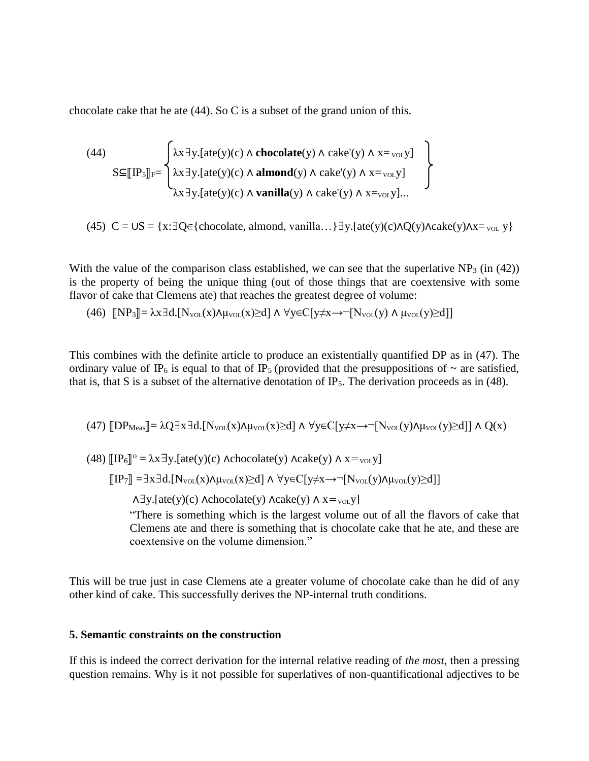chocolate cake that he ate (44). So C is a subset of the grand union of this.

(44)

$$S \subseteq [\![IP_5]\!]_F = \left\{ \begin{array}{l} \lambda x \exists y.[ate(y)(c) \wedge \textbf{chocolate}(y) \wedge cake'(y) \wedge x =_{VOL} y] \\ \lambda x \exists y.[ate(y)(c) \wedge \textbf{almond}(y) \wedge cake'(y) \wedge x =_{VOL} y] \\ \lambda x \exists y.[ate(y)(c) \wedge \textbf{vanilla}(y) \wedge cake'(y) \wedge x =_{VOL} y] ... \end{array} \right\}$$

(45) $C = \cup S = \{x{:}\exists Q \in \{chocolate, almond, vanilla...\} \exists y.[ate(y)(c) \wedge Q(y) \wedge cake(y) \wedge x =_{VOL} y\}$

With the value of the comparison class established, we can see that the superlative $NP_3$ (in (42)) is the property of being the unique thing (out of those things that are coextensive with some flavor of cake that Clemens ate) that reaches the greatest degree of volume:

(46) $[\![NP_3]\!] = \lambda x \exists d.[N_{VOL}(x) \wedge \mu_{VOL}(x) \geq d] \wedge \forall y \in C[y \neq x \rightarrow \neg[N_{VOL}(y) \wedge \mu_{VOL}(y) \geq d]]$

This combines with the definite article to produce an existentially quantified DP as in (47). The ordinary value of $IP_6$ is equal to that of $IP_5$ (provided that the presuppositions of ~ are satisfied, that is, that S is a subset of the alternative denotation of $IP_5$. The derivation proceeds as in (48).

(47) $[\![DP_{Meas}]\!] = \lambda Q \exists x \exists d.[N_{VOL}(x) \wedge \mu_{VOL}(x) \geq d] \wedge \forall y \in C[y \neq x \rightarrow \neg[N_{VOL}(y) \wedge \mu_{VOL}(y) \geq d]] \wedge Q(x)$

(48) $[\![IP_6]\!]^o = \lambda x \exists y.[ate(y)(c) \wedge chocolate(y) \wedge cake(y) \wedge x =_{VOL} y]$

$[\![IP_7]\!] = \exists x \exists d.[N_{VOL}(x) \wedge \mu_{VOL}(x) \geq d] \wedge \forall y \in C[y \neq x \rightarrow \neg[N_{VOL}(y) \wedge \mu_{VOL}(y) \geq d]]$

$\wedge \exists y.[ate(y)(c) \wedge chocolate(y) \wedge cake(y) \wedge x =_{VOL} y]$

"There is something which is the largest volume out of all the flavors of cake that Clemens ate and there is something that is chocolate cake that he ate, and these are coextensive on the volume dimension."

This will be true just in case Clemens ate a greater volume of chocolate cake than he did of any other kind of cake. This successfully derives the NP-internal truth conditions.

## 5. Semantic constraints on the construction

If this is indeed the correct derivation for the internal relative reading of *the most*, then a pressing question remains. Why is it not possible for superlatives of non-quantificational adjectives to be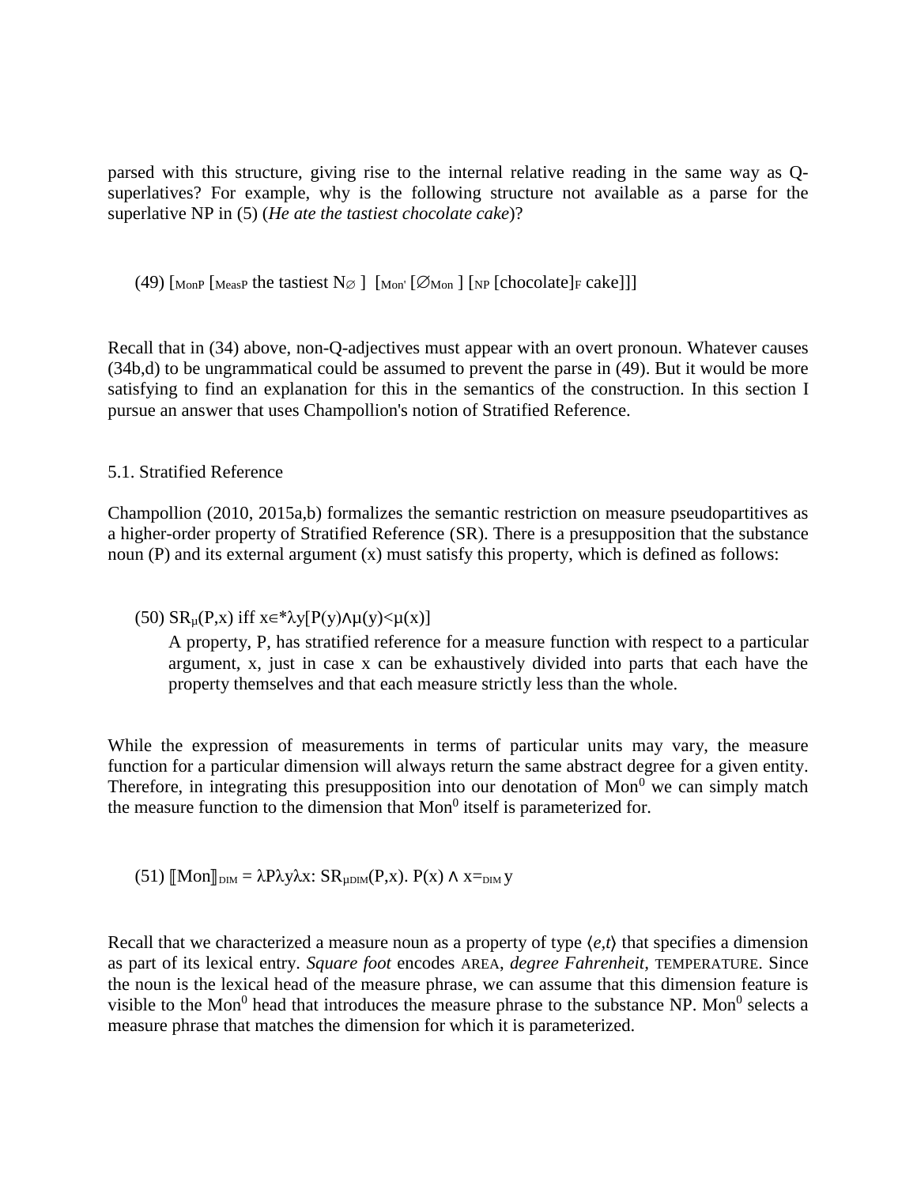parsed with this structure, giving rise to the internal relative reading in the same way as Q-superlatives? For example, why is the following structure not available as a parse for the superlative NP in (5) (*He ate the tastiest chocolate cake*)?

(49) $[_{\text{MonP}}\ [_{\text{MeasP}}$ the tastiest $N_{\varnothing}\ ]\ \ [_{\text{Mon'}}\ [\varnothing_{\text{Mon}}\ ]\ [_{\text{NP}}\ [\text{chocolate}]_{\text{F}}$ cake$]]]$

Recall that in (34) above, non-Q-adjectives must appear with an overt pronoun. Whatever causes (34b,d) to be ungrammatical could be assumed to prevent the parse in (49). But it would be more satisfying to find an explanation for this in the semantics of the construction. In this section I pursue an answer that uses Champollion's notion of Stratified Reference.

## 5.1. Stratified Reference

Champollion (2010, 2015a,b) formalizes the semantic restriction on measure pseudopartitives as a higher-order property of Stratified Reference (SR). There is a presupposition that the substance noun (P) and its external argument (x) must satisfy this property, which is defined as follows:

(50) $SR_{\mu}(P,x)$ iff $x \in {}^{*}\lambda y[P(y) \wedge \mu(y) < \mu(x)]$

A property, P, has stratified reference for a measure function with respect to a particular argument, x, just in case x can be exhaustively divided into parts that each have the property themselves and that each measure strictly less than the whole.

While the expression of measurements in terms of particular units may vary, the measure function for a particular dimension will always return the same abstract degree for a given entity. Therefore, in integrating this presupposition into our denotation of $\text{Mon}^0$ we can simply match the measure function to the dimension that $\text{Mon}^0$ itself is parameterized for.

(51) $[\![\text{Mon}]\!]_{\text{DIM}} = \lambda P \lambda y \lambda x\text{: } SR_{\mu\text{DIM}}(P,x).\ P(x) \wedge x =_{\text{DIM}} y$

Recall that we characterized a measure noun as a property of type $\langle e,t \rangle$ that specifies a dimension as part of its lexical entry. *Square foot* encodes AREA, *degree Fahrenheit*, TEMPERATURE. Since the noun is the lexical head of the measure phrase, we can assume that this dimension feature is visible to the $\text{Mon}^0$ head that introduces the measure phrase to the substance NP. $\text{Mon}^0$ selects a measure phrase that matches the dimension for which it is parameterized.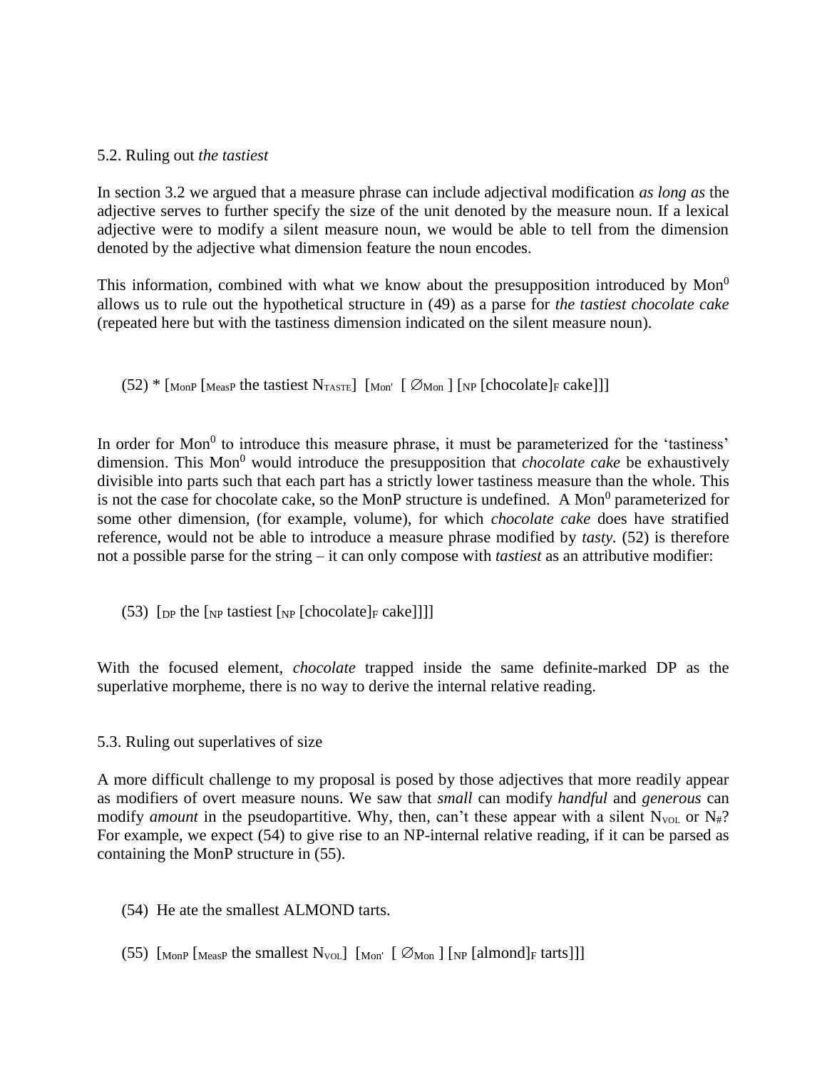5.2. Ruling out *the tastiest*

In section 3.2 we argued that a measure phrase can include adjectival modification *as long as* the adjective serves to further specify the size of the unit denoted by the measure noun. If a lexical adjective were to modify a silent measure noun, we would be able to tell from the dimension denoted by the adjective what dimension feature the noun encodes.

This information, combined with what we know about the presupposition introduced by $\text{Mon}^0$ allows us to rule out the hypothetical structure in (49) as a parse for *the tastiest chocolate cake* (repeated here but with the tastiness dimension indicated on the silent measure noun).

(52) * [$_{\text{MonP}}$ [$_{\text{MeasP}}$ the tastiest $\text{N}_{\text{TASTE}}$] [$_{\text{Mon'}}$ [ $\varnothing_{\text{Mon}}$ ] [$_{\text{NP}}$ [chocolate]$_{\text{F}}$ cake]]]

In order for $\text{Mon}^0$ to introduce this measure phrase, it must be parameterized for the 'tastiness' dimension. This $\text{Mon}^0$ would introduce the presupposition that *chocolate cake* be exhaustively divisible into parts such that each part has a strictly lower tastiness measure than the whole. This is not the case for chocolate cake, so the MonP structure is undefined. A $\text{Mon}^0$ parameterized for some other dimension, (for example, volume), for which *chocolate cake* does have stratified reference, would not be able to introduce a measure phrase modified by *tasty.* (52) is therefore not a possible parse for the string – it can only compose with *tastiest* as an attributive modifier:

(53) [$_{\text{DP}}$ the [$_{\text{NP}}$ tastiest [$_{\text{NP}}$ [chocolate]$_{\text{F}}$ cake]]]]

With the focused element, *chocolate* trapped inside the same definite-marked DP as the superlative morpheme, there is no way to derive the internal relative reading.

5.3. Ruling out superlatives of size

A more difficult challenge to my proposal is posed by those adjectives that more readily appear as modifiers of overt measure nouns. We saw that *small* can modify *handful* and *generous* can modify *amount* in the pseudopartitive. Why, then, can't these appear with a silent $\text{N}_{\text{VOL}}$ or $\text{N}_{\#}$? For example, we expect (54) to give rise to an NP-internal relative reading, if it can be parsed as containing the MonP structure in (55).

(54) He ate the smallest ALMOND tarts.

(55) [$_{\text{MonP}}$ [$_{\text{MeasP}}$ the smallest $\text{N}_{\text{VOL}}$] [$_{\text{Mon'}}$ [ $\varnothing_{\text{Mon}}$ ] [$_{\text{NP}}$ [almond]$_{\text{F}}$ tarts]]]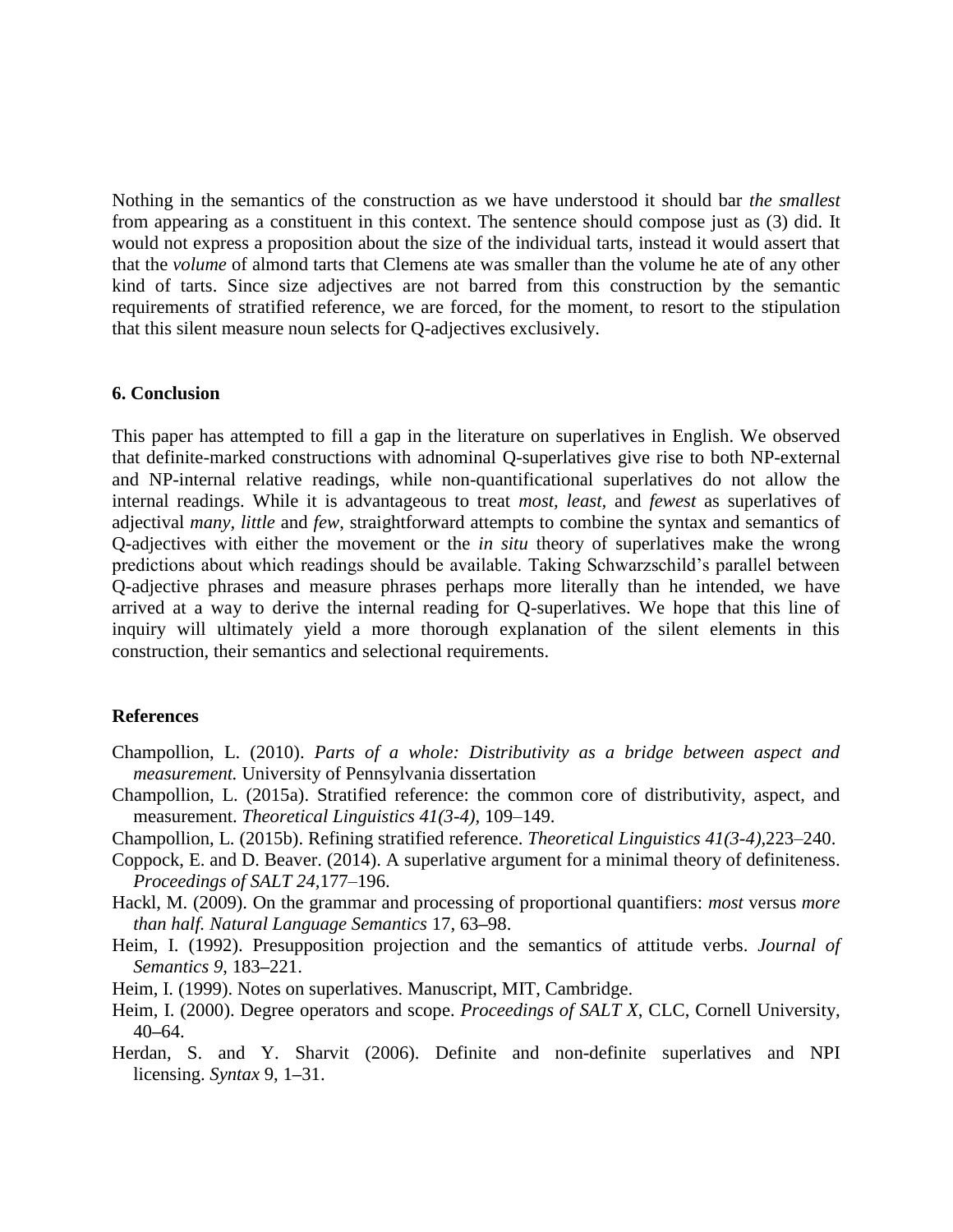Nothing in the semantics of the construction as we have understood it should bar *the smallest* from appearing as a constituent in this context. The sentence should compose just as (3) did. It would not express a proposition about the size of the individual tarts, instead it would assert that that the *volume* of almond tarts that Clemens ate was smaller than the volume he ate of any other kind of tarts. Since size adjectives are not barred from this construction by the semantic requirements of stratified reference, we are forced, for the moment, to resort to the stipulation that this silent measure noun selects for Q-adjectives exclusively.

### 6. Conclusion

This paper has attempted to fill a gap in the literature on superlatives in English. We observed that definite-marked constructions with adnominal Q-superlatives give rise to both NP-external and NP-internal relative readings, while non-quantificational superlatives do not allow the internal readings. While it is advantageous to treat *most, least,* and *fewest* as superlatives of adjectival *many, little* and *few*, straightforward attempts to combine the syntax and semantics of Q-adjectives with either the movement or the *in situ* theory of superlatives make the wrong predictions about which readings should be available. Taking Schwarzschild's parallel between Q-adjective phrases and measure phrases perhaps more literally than he intended, we have arrived at a way to derive the internal reading for Q-superlatives. We hope that this line of inquiry will ultimately yield a more thorough explanation of the silent elements in this construction, their semantics and selectional requirements.

### References

Champollion, L. (2010). *Parts of a whole: Distributivity as a bridge between aspect and measurement.* University of Pennsylvania dissertation

Champollion, L. (2015a). Stratified reference: the common core of distributivity, aspect, and measurement. *Theoretical Linguistics 41(3-4),* 109–149.

Champollion, L. (2015b). Refining stratified reference. *Theoretical Linguistics 41(3-4),*223–240.

Coppock, E. and D. Beaver. (2014). A superlative argument for a minimal theory of definiteness. *Proceedings of SALT 24,*177–196.

Hackl, M. (2009). On the grammar and processing of proportional quantifiers: *most* versus *more than half. Natural Language Semantics* 17, 63–98.

Heim, I. (1992). Presupposition projection and the semantics of attitude verbs. *Journal of Semantics 9*, 183–221.

Heim, I. (1999). Notes on superlatives. Manuscript, MIT, Cambridge.

Heim, I. (2000). Degree operators and scope. *Proceedings of SALT X*, CLC, Cornell University, 40–64.

Herdan, S. and Y. Sharvit (2006). Definite and non-definite superlatives and NPI licensing. *Syntax* 9, 1–31.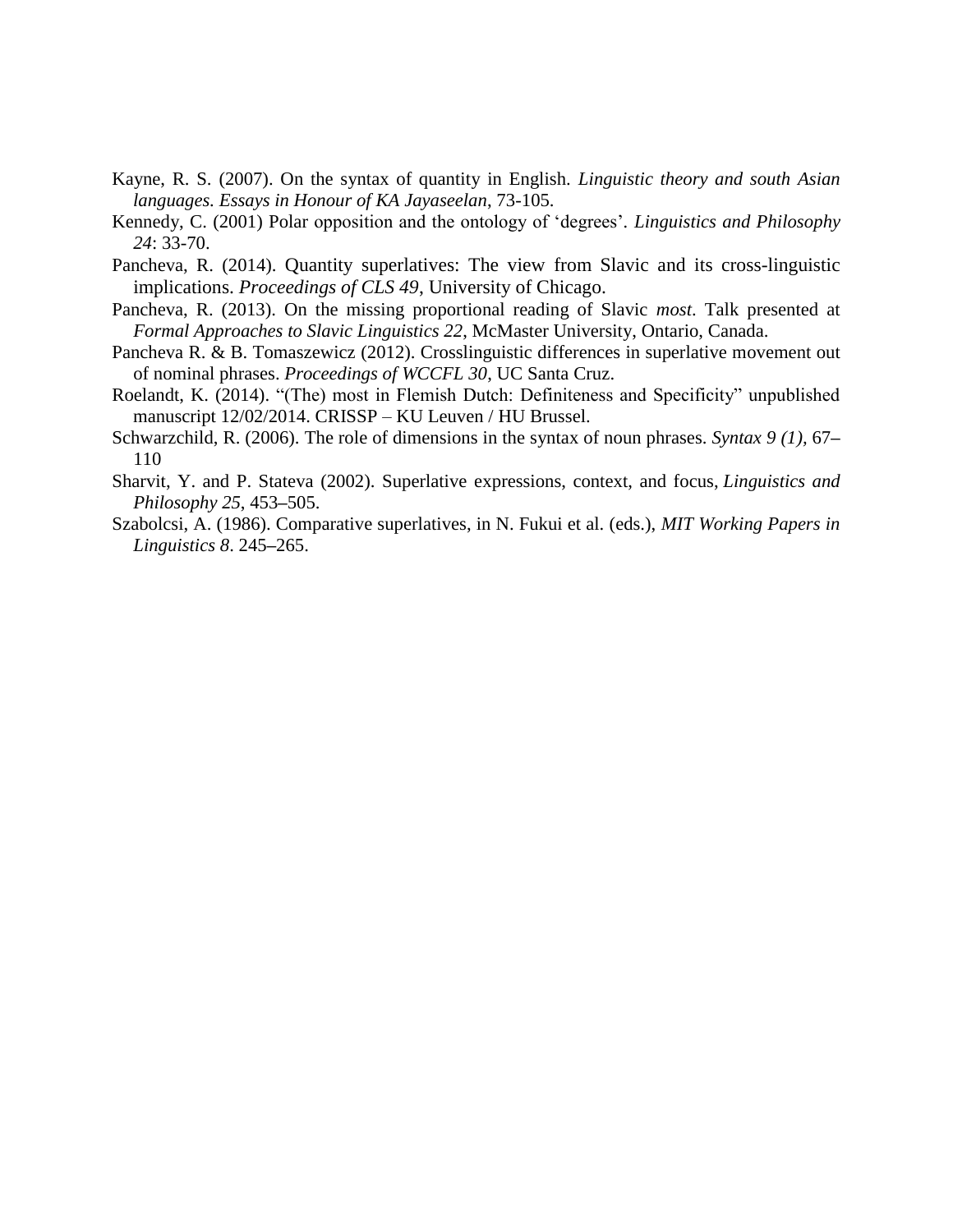Kayne, R. S. (2007). On the syntax of quantity in English. *Linguistic theory and south Asian languages. Essays in Honour of KA Jayaseelan*, 73-105.

Kennedy, C. (2001) Polar opposition and the ontology of 'degrees'. *Linguistics and Philosophy 24*: 33-70.

Pancheva, R. (2014). Quantity superlatives: The view from Slavic and its cross-linguistic implications. *Proceedings of CLS 49*, University of Chicago.

Pancheva, R. (2013). On the missing proportional reading of Slavic *most*. Talk presented at *Formal Approaches to Slavic Linguistics 22*, McMaster University, Ontario, Canada.

Pancheva R. & B. Tomaszewicz (2012). Crosslinguistic differences in superlative movement out of nominal phrases. *Proceedings of WCCFL 30*, UC Santa Cruz.

Roelandt, K. (2014). "(The) most in Flemish Dutch: Definiteness and Specificity" unpublished manuscript 12/02/2014. CRISSP – KU Leuven / HU Brussel.

Schwarzchild, R. (2006). The role of dimensions in the syntax of noun phrases. *Syntax 9 (1)*, 67–110

Sharvit, Y. and P. Stateva (2002). Superlative expressions, context, and focus, *Linguistics and Philosophy 25*, 453–505.

Szabolcsi, A. (1986). Comparative superlatives, in N. Fukui et al. (eds.), *MIT Working Papers in Linguistics 8*. 245–265.